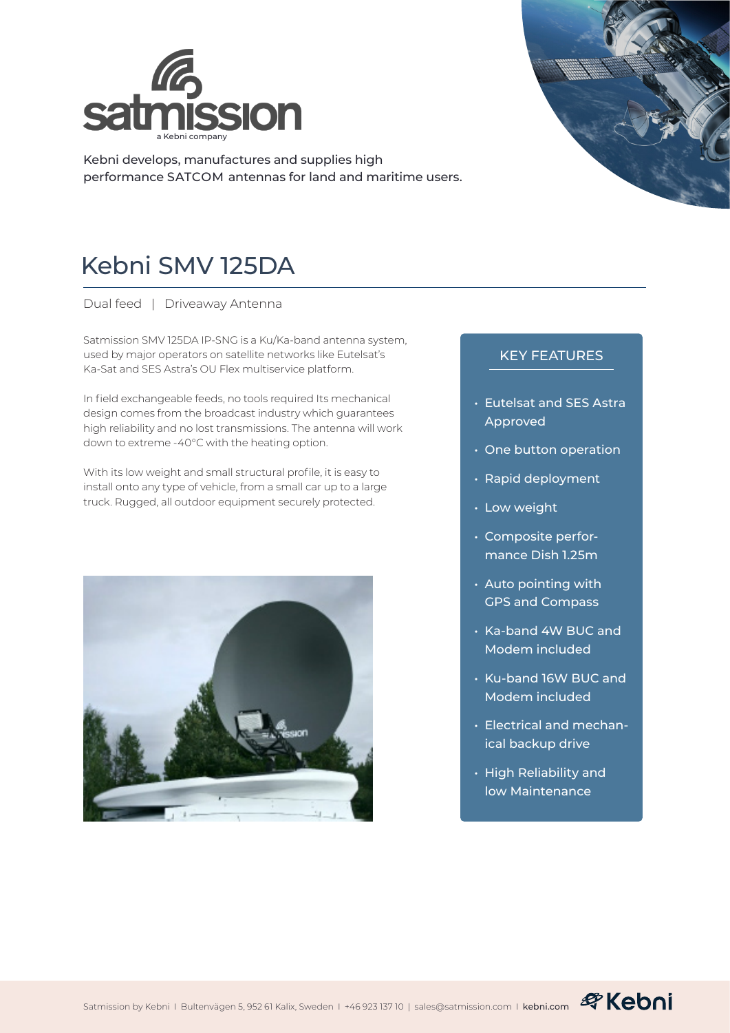satmission
a Kebni company

Kebni develops, manufactures and supplies high performance SATCOM antennas for land and maritime users.

# Kebni SMV 125DA

Dual feed | Driveaway Antenna

Satmission SMV 125DA IP-SNG is a Ku/Ka-band antenna system, used by major operators on satellite networks like Eutelsat's Ka-Sat and SES Astra's OU Flex multiservice platform.

In field exchangeable feeds, no tools required Its mechanical design comes from the broadcast industry which guarantees high reliability and no lost transmissions. The antenna will work down to extreme -40°C with the heating option.

With its low weight and small structural profile, it is easy to install onto any type of vehicle, from a small car up to a large truck. Rugged, all outdoor equipment securely protected.

## KEY FEATURES

- Eutelsat and SES Astra Approved
- One button operation
- Rapid deployment
- Low weight
- Composite performance Dish 1.25m
- Auto pointing with GPS and Compass
- Ka-band 4W BUC and Modem included
- Ku-band 16W BUC and Modem included
- Electrical and mechanical backup drive
- High Reliability and low Maintenance

Satmission by Kebni | Bultenvägen 5, 952 61 Kalix, Sweden | +46 923 137 10 | sales@satmission.com | kebni.com Kebni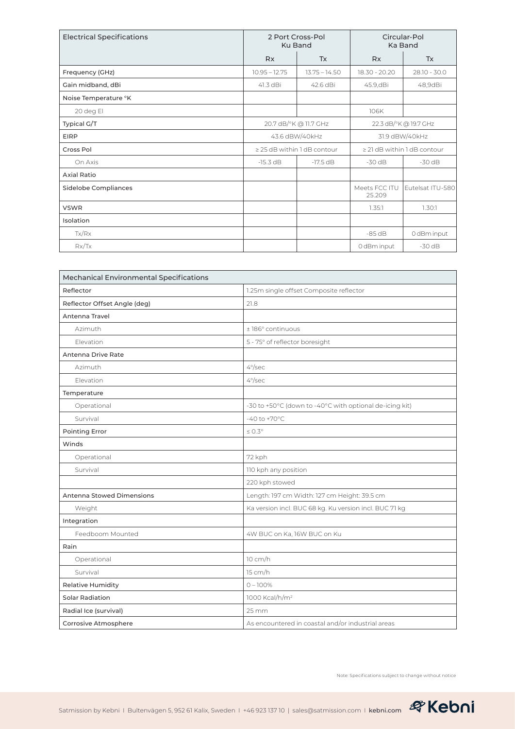| Electrical Specifications | 2 Port Cross-Pol Ku Band | | Circular-Pol Ka Band | |
|---|---|---|---|---|
| | Rx | Tx | Rx | Tx |
| Frequency (GHz) | 10.95 – 12.75 | 13.75 – 14.50 | 18.30 - 20.20 | 28.10 - 30.0 |
| Gain midband, dBi | 41.3 dBi | 42.6 dBi | 45.9,dBi | 48,9dBi |
| Noise Temperature °K | | | | |
| 20 deg El | | | 106K | |
| Typical G/T | 20.7 dB/°K @ 11.7 GHz | | 22.3 dB/°K @ 19.7 GHz | |
| EIRP | 43.6 dBW/40kHz | | 31.9 dBW/40kHz | |
| Cross Pol | ≥ 25 dB within 1 dB contour | | ≥ 21 dB within 1 dB contour | |
| On Axis | -15.3 dB | -17.5 dB | -30 dB | -30 dB |
| Axial Ratio | | | | |
| Sidelobe Compliances | | | Meets FCC ITU 25.209 | Eutelsat ITU-580 |
| VSWR | | | 1.35:1 | 1.30:1 |
| Isolation | | | | |
| Tx/Rx | | | -85 dB | 0 dBm input |
| Rx/Tx | | | 0 dBm input | -30 dB |

| Mechanical Environmental Specifications | |
|---|---|
| Reflector | 1.25m single offset Composite reflector |
| Reflector Offset Angle (deg) | 21.8 |
| Antenna Travel | |
| Azimuth | ± 186° continuous |
| Elevation | 5 - 75° of reflector boresight |
| Antenna Drive Rate | |
| Azimuth | 4°/sec |
| Elevation | 4°/sec |
| Temperature | |
| Operational | -30 to +50°C (down to -40°C with optional de-icing kit) |
| Survival | -40 to +70°C |
| Pointing Error | ≤ 0.3° |
| Winds | |
| Operational | 72 kph |
| Survival | 110 kph any position |
| | 220 kph stowed |
| Antenna Stowed Dimensions | Length: 197 cm Width: 127 cm Height: 39.5 cm |
| Weight | Ka version incl. BUC 68 kg. Ku version incl. BUC 71 kg |
| Integration | |
| Feedboom Mounted | 4W BUC on Ka, 16W BUC on Ku |
| Rain | |
| Operational | 10 cm/h |
| Survival | 15 cm/h |
| Relative Humidity | 0 – 100% |
| Solar Radiation | 1000 Kcal/h/m² |
| Radial Ice (survival) | 25 mm |
| Corrosive Atmosphere | As encountered in coastal and/or industrial areas |

Note: Specifications subject to change without notice

Satmission by Kebni | Bultenvägen 5, 952 61 Kalix, Sweden | +46 923 137 10 | sales@satmission.com | kebni.com